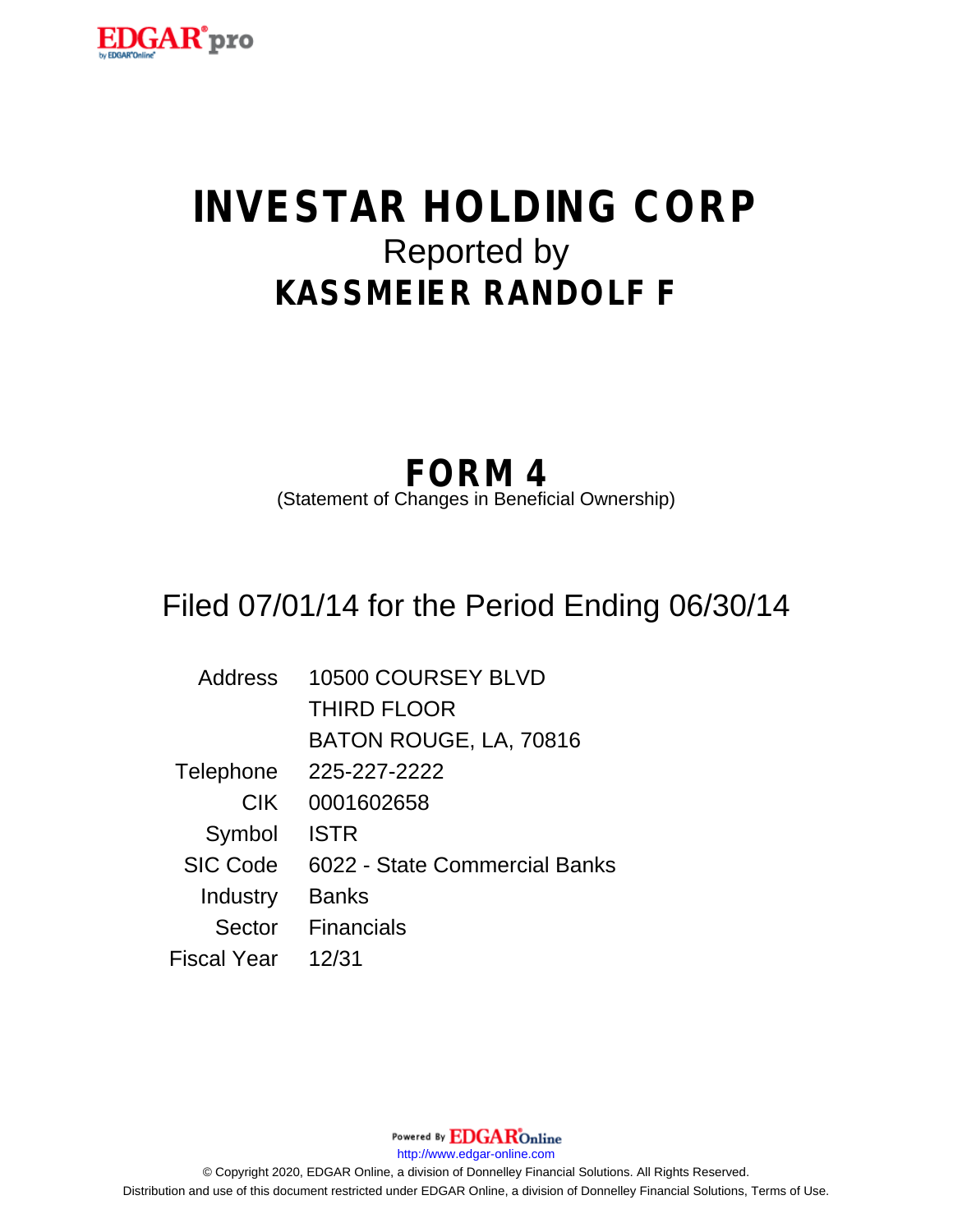# INVESTAR HOLDING CORP

Reported by

## KASSMEIER RANDOLF F

## FORM 4

(Statement of Changes in Beneficial Ownership)

Filed 07/01/14 for the Period Ending 06/30/14

| | |
|---|---|
| Address | 10500 COURSEY BLVD<br>THIRD FLOOR<br>BATON ROUGE, LA, 70816 |
| Telephone | 225-227-2222 |
| CIK | 0001602658 |
| Symbol | ISTR |
| SIC Code | 6022 - State Commercial Banks |
| Industry | Banks |
| Sector | Financials |
| Fiscal Year | 12/31 |

Powered By EDGAROnline

http://www.edgar-online.com

© Copyright 2020, EDGAR Online, a division of Donnelley Financial Solutions. All Rights Reserved.

Distribution and use of this document restricted under EDGAR Online, a division of Donnelley Financial Solutions, Terms of Use.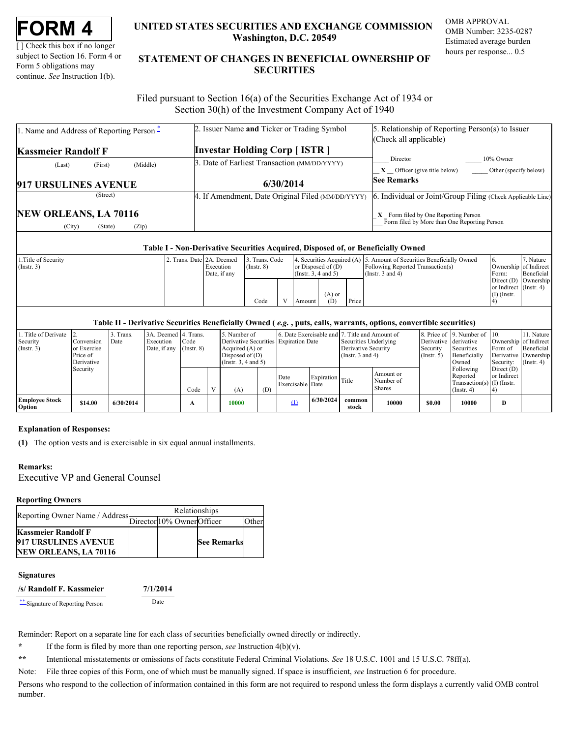# FORM 4

[ ] Check this box if no longer subject to Section 16. Form 4 or Form 5 obligations may continue. *See* Instruction 1(b).

## UNITED STATES SECURITIES AND EXCHANGE COMMISSION
Washington, D.C. 20549

## STATEMENT OF CHANGES IN BENEFICIAL OWNERSHIP OF SECURITIES

OMB APPROVAL
OMB Number: 3235-0287
Estimated average burden hours per response... 0.5

Filed pursuant to Section 16(a) of the Securities Exchange Act of 1934 or Section 30(h) of the Investment Company Act of 1940

| | | |
|---|---|---|
| 1. Name and Address of Reporting Person * <br> **Kassmeier Randolf F** <br> (Last) (First) (Middle) <br> **917 URSULINES AVENUE** <br> (Street) <br> **NEW ORLEANS, LA 70116** <br> (City) (State) (Zip) | 2. Issuer Name **and** Ticker or Trading Symbol <br> **Investar Holding Corp [ ISTR ]** <br> 3. Date of Earliest Transaction (MM/DD/YYYY) <br> **6/30/2014** <br> 4. If Amendment, Date Original Filed (MM/DD/YYYY) | 5. Relationship of Reporting Person(s) to Issuer (Check all applicable) <br> \_\_\_\_ Director \_\_\_\_ 10% Owner <br> X Officer (give title below) \_\_\_\_ Other (specify below) <br> **See Remarks** <br> 6. Individual or Joint/Group Filing (Check Applicable Line) <br> X Form filed by One Reporting Person <br> \_\_\_ Form filed by More than One Reporting Person |

### Table I - Non-Derivative Securities Acquired, Disposed of, or Beneficially Owned

| 1.Title of Security (Instr. 3) | 2. Trans. Date | 2A. Deemed Execution Date, if any | 3. Trans. Code (Instr. 8) | | 4. Securities Acquired (A) or Disposed of (D) (Instr. 3, 4 and 5) | | | 5. Amount of Securities Beneficially Owned Following Reported Transaction(s) (Instr. 3 and 4) | 6. Ownership Form: Direct (D) or Indirect (I) (Instr. 4) | 7. Nature of Indirect Beneficial Ownership (Instr. 4) |
|---|---|---|---|---|---|---|---|---|---|---|
| | | | Code | V | Amount | (A) or (D) | Price | | | |

### Table II - Derivative Securities Beneficially Owned ( *e.g.* , puts, calls, warrants, options, convertible securities)

| 1. Title of Derivate Security (Instr. 3) | 2. Conversion or Exercise Price of Derivative Security | 3. Trans. Date | 3A. Deemed Execution Date, if any | 4. Trans. Code (Instr. 8) | | 5. Number of Derivative Securities Acquired (A) or Disposed of (D) (Instr. 3, 4 and 5) | | 6. Date Exercisable and Expiration Date | | 7. Title and Amount of Securities Underlying Derivative Security (Instr. 3 and 4) | | 8. Price of Derivative Security (Instr. 5) | 9. Number of derivative Securities Beneficially Owned Following Reported Transaction(s) (Instr. 4) | 10. Ownership Form of Derivative Security: Direct (D) or Indirect (I) (Instr. 4) | 11. Nature of Indirect Beneficial Ownership (Instr. 4) |
|---|---|---|---|---|---|---|---|---|---|---|---|---|---|---|---|
| | | | | Code | V | (A) | (D) | Date Exercisable | Expiration Date | Title | Amount or Number of Shares | | | | |
| **Employee Stock Option** | **$14.00** | **6/30/2014** | | **A** | | **10000** | | (1) | **6/30/2024** | **common stock** | **10000** | **$0.00** | **10000** | **D** | |

**Explanation of Responses:**

**(1)** The option vests and is exercisable in six equal annual installments.

**Remarks:**

Executive VP and General Counsel

**Reporting Owners**

| Reporting Owner Name / Address | Relationships | | | |
|---|---|---|---|---|
| | Director | 10% Owner | Officer | Other |
| **Kassmeier Randolf F** <br> **917 URSULINES AVENUE** <br> **NEW ORLEANS, LA 70116** | | | **See Remarks** | |

**Signatures**

| | |
|---|---|
| **/s/ Randolf F. Kassmeier** | **7/1/2014** |
| ** Signature of Reporting Person | Date |

Reminder: Report on a separate line for each class of securities beneficially owned directly or indirectly.

\* If the form is filed by more than one reporting person, *see* Instruction 4(b)(v).

\** Intentional misstatements or omissions of facts constitute Federal Criminal Violations. *See* 18 U.S.C. 1001 and 15 U.S.C. 78ff(a).

Note: File three copies of this Form, one of which must be manually signed. If space is insufficient, *see* Instruction 6 for procedure.

Persons who respond to the collection of information contained in this form are not required to respond unless the form displays a currently valid OMB control number.